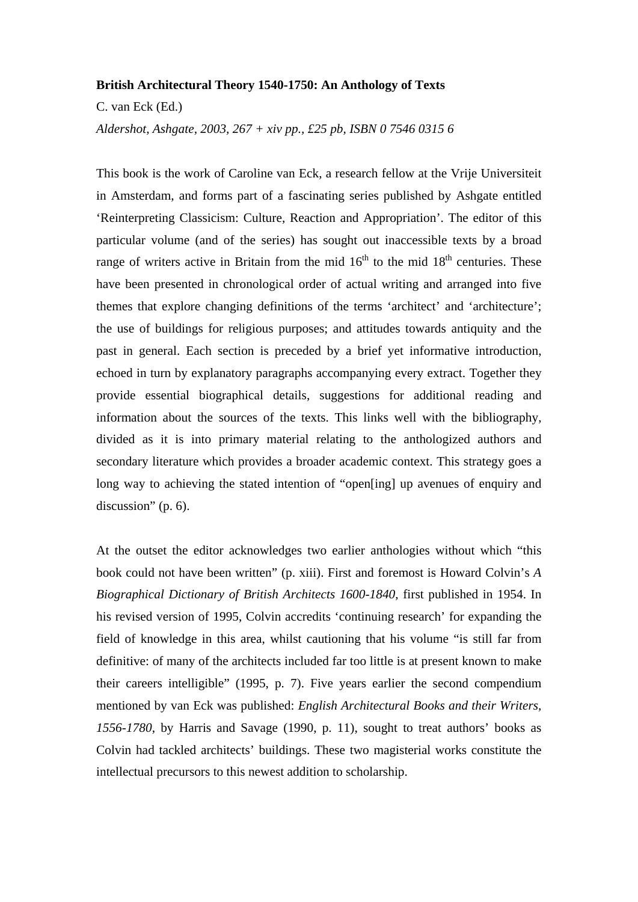**British Architectural Theory 1540-1750: An Anthology of Texts**

C. van Eck (Ed.)

*Aldershot, Ashgate, 2003, 267 + xiv pp., £25 pb, ISBN 0 7546 0315 6*

This book is the work of Caroline van Eck, a research fellow at the Vrije Universiteit in Amsterdam, and forms part of a fascinating series published by Ashgate entitled 'Reinterpreting Classicism: Culture, Reaction and Appropriation'. The editor of this particular volume (and of the series) has sought out inaccessible texts by a broad range of writers active in Britain from the mid 16th to the mid 18th centuries. These have been presented in chronological order of actual writing and arranged into five themes that explore changing definitions of the terms 'architect' and 'architecture'; the use of buildings for religious purposes; and attitudes towards antiquity and the past in general. Each section is preceded by a brief yet informative introduction, echoed in turn by explanatory paragraphs accompanying every extract. Together they provide essential biographical details, suggestions for additional reading and information about the sources of the texts. This links well with the bibliography, divided as it is into primary material relating to the anthologized authors and secondary literature which provides a broader academic context. This strategy goes a long way to achieving the stated intention of "open[ing] up avenues of enquiry and discussion" (p. 6).

At the outset the editor acknowledges two earlier anthologies without which "this book could not have been written" (p. xiii). First and foremost is Howard Colvin's *A Biographical Dictionary of British Architects 1600-1840*, first published in 1954. In his revised version of 1995, Colvin accredits 'continuing research' for expanding the field of knowledge in this area, whilst cautioning that his volume "is still far from definitive: of many of the architects included far too little is at present known to make their careers intelligible" (1995, p. 7). Five years earlier the second compendium mentioned by van Eck was published: *English Architectural Books and their Writers, 1556-1780*, by Harris and Savage (1990, p. 11), sought to treat authors' books as Colvin had tackled architects' buildings. These two magisterial works constitute the intellectual precursors to this newest addition to scholarship.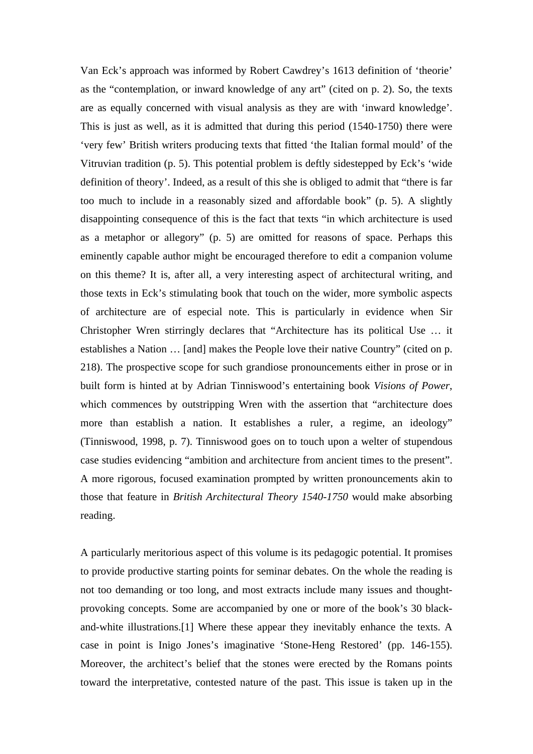Van Eck's approach was informed by Robert Cawdrey's 1613 definition of 'theorie' as the "contemplation, or inward knowledge of any art" (cited on p. 2). So, the texts are as equally concerned with visual analysis as they are with 'inward knowledge'. This is just as well, as it is admitted that during this period (1540-1750) there were 'very few' British writers producing texts that fitted 'the Italian formal mould' of the Vitruvian tradition (p. 5). This potential problem is deftly sidestepped by Eck's 'wide definition of theory'. Indeed, as a result of this she is obliged to admit that "there is far too much to include in a reasonably sized and affordable book" (p. 5). A slightly disappointing consequence of this is the fact that texts "in which architecture is used as a metaphor or allegory" (p. 5) are omitted for reasons of space. Perhaps this eminently capable author might be encouraged therefore to edit a companion volume on this theme? It is, after all, a very interesting aspect of architectural writing, and those texts in Eck's stimulating book that touch on the wider, more symbolic aspects of architecture are of especial note. This is particularly in evidence when Sir Christopher Wren stirringly declares that "Architecture has its political Use … it establishes a Nation … [and] makes the People love their native Country" (cited on p. 218). The prospective scope for such grandiose pronouncements either in prose or in built form is hinted at by Adrian Tinniswood's entertaining book *Visions of Power*, which commences by outstripping Wren with the assertion that "architecture does more than establish a nation. It establishes a ruler, a regime, an ideology" (Tinniswood, 1998, p. 7). Tinniswood goes on to touch upon a welter of stupendous case studies evidencing "ambition and architecture from ancient times to the present". A more rigorous, focused examination prompted by written pronouncements akin to those that feature in *British Architectural Theory 1540-1750* would make absorbing reading.

A particularly meritorious aspect of this volume is its pedagogic potential. It promises to provide productive starting points for seminar debates. On the whole the reading is not too demanding or too long, and most extracts include many issues and thought-provoking concepts. Some are accompanied by one or more of the book's 30 black-and-white illustrations.[1] Where these appear they inevitably enhance the texts. A case in point is Inigo Jones's imaginative 'Stone-Heng Restored' (pp. 146-155). Moreover, the architect's belief that the stones were erected by the Romans points toward the interpretative, contested nature of the past. This issue is taken up in the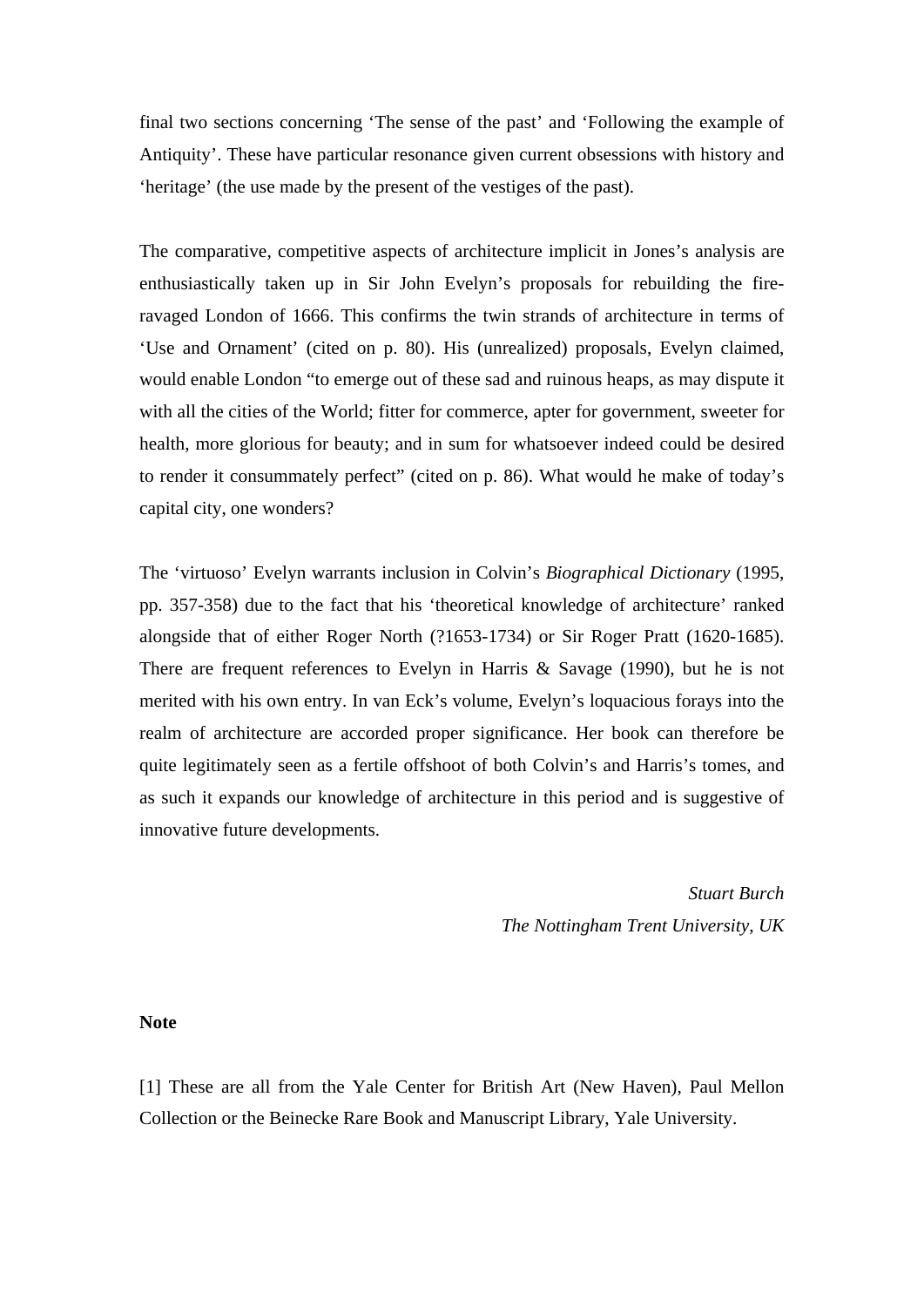final two sections concerning 'The sense of the past' and 'Following the example of Antiquity'. These have particular resonance given current obsessions with history and 'heritage' (the use made by the present of the vestiges of the past).

The comparative, competitive aspects of architecture implicit in Jones's analysis are enthusiastically taken up in Sir John Evelyn's proposals for rebuilding the fire-ravaged London of 1666. This confirms the twin strands of architecture in terms of 'Use and Ornament' (cited on p. 80). His (unrealized) proposals, Evelyn claimed, would enable London "to emerge out of these sad and ruinous heaps, as may dispute it with all the cities of the World; fitter for commerce, apter for government, sweeter for health, more glorious for beauty; and in sum for whatsoever indeed could be desired to render it consummately perfect" (cited on p. 86). What would he make of today's capital city, one wonders?

The 'virtuoso' Evelyn warrants inclusion in Colvin's *Biographical Dictionary* (1995, pp. 357-358) due to the fact that his 'theoretical knowledge of architecture' ranked alongside that of either Roger North (?1653-1734) or Sir Roger Pratt (1620-1685). There are frequent references to Evelyn in Harris & Savage (1990), but he is not merited with his own entry. In van Eck's volume, Evelyn's loquacious forays into the realm of architecture are accorded proper significance. Her book can therefore be quite legitimately seen as a fertile offshoot of both Colvin's and Harris's tomes, and as such it expands our knowledge of architecture in this period and is suggestive of innovative future developments.

*Stuart Burch*
*The Nottingham Trent University, UK*

**Note**

[1] These are all from the Yale Center for British Art (New Haven), Paul Mellon Collection or the Beinecke Rare Book and Manuscript Library, Yale University.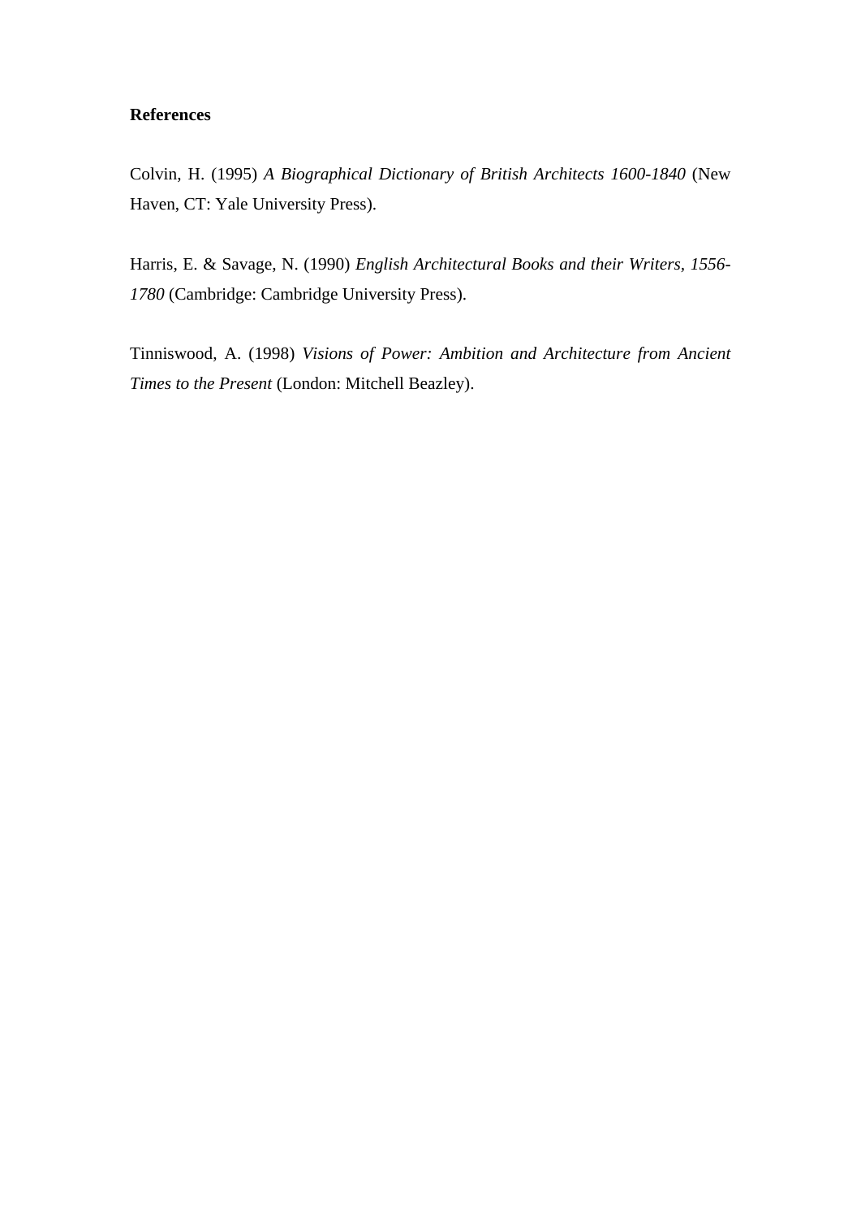**References**

Colvin, H. (1995) *A Biographical Dictionary of British Architects 1600-1840* (New Haven, CT: Yale University Press).

Harris, E. & Savage, N. (1990) *English Architectural Books and their Writers, 1556-1780* (Cambridge: Cambridge University Press).

Tinniswood, A. (1998) *Visions of Power: Ambition and Architecture from Ancient Times to the Present* (London: Mitchell Beazley).